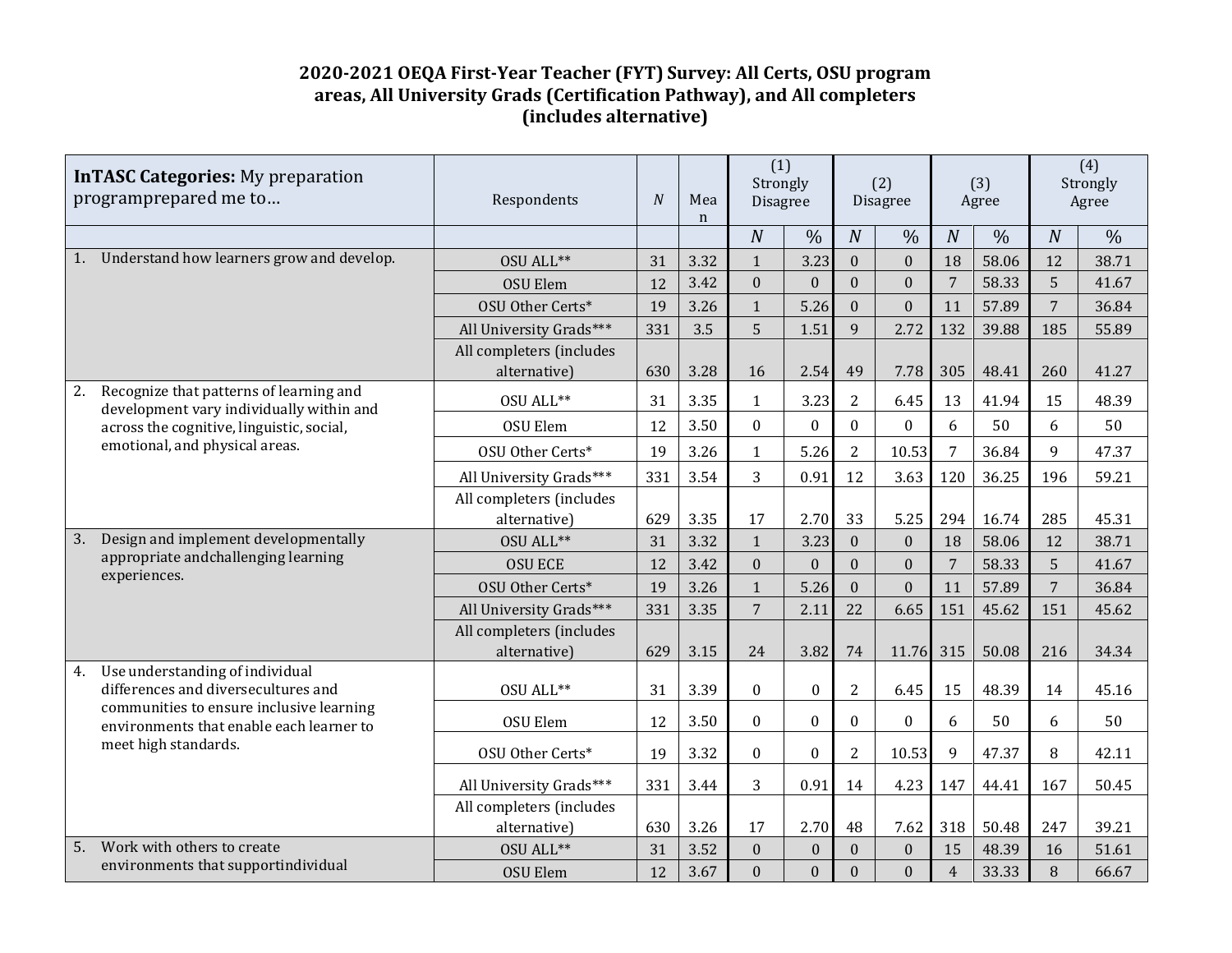# 2020-2021 OEQA First-Year Teacher (FYT) Survey: All Certs, OSU program areas, All University Grads (Certification Pathway), and All completers (includes alternative)

| InTASC Categories: My preparation programprepared me to… | Respondents | N | Mean | (1) Strongly Disagree | | (2) Disagree | | (3) Agree | | (4) Strongly Agree | |
|---|---|---|---|---|---|---|---|---|---|---|---|
| | | | | N | % | N | % | N | % | N | % |
| 1. Understand how learners grow and develop. | OSU ALL** | 31 | 3.32 | 1 | 3.23 | 0 | 0 | 18 | 58.06 | 12 | 38.71 |
| | OSU Elem | 12 | 3.42 | 0 | 0 | 0 | 0 | 7 | 58.33 | 5 | 41.67 |
| | OSU Other Certs* | 19 | 3.26 | 1 | 5.26 | 0 | 0 | 11 | 57.89 | 7 | 36.84 |
| | All University Grads*** | 331 | 3.5 | 5 | 1.51 | 9 | 2.72 | 132 | 39.88 | 185 | 55.89 |
| | All completers (includes alternative) | 630 | 3.28 | 16 | 2.54 | 49 | 7.78 | 305 | 48.41 | 260 | 41.27 |
| 2. Recognize that patterns of learning and development vary individually within and across the cognitive, linguistic, social, emotional, and physical areas. | OSU ALL** | 31 | 3.35 | 1 | 3.23 | 2 | 6.45 | 13 | 41.94 | 15 | 48.39 |
| | OSU Elem | 12 | 3.50 | 0 | 0 | 0 | 0 | 6 | 50 | 6 | 50 |
| | OSU Other Certs* | 19 | 3.26 | 1 | 5.26 | 2 | 10.53 | 7 | 36.84 | 9 | 47.37 |
| | All University Grads*** | 331 | 3.54 | 3 | 0.91 | 12 | 3.63 | 120 | 36.25 | 196 | 59.21 |
| | All completers (includes alternative) | 629 | 3.35 | 17 | 2.70 | 33 | 5.25 | 294 | 16.74 | 285 | 45.31 |
| 3. Design and implement developmentally appropriate andchallenging learning experiences. | OSU ALL** | 31 | 3.32 | 1 | 3.23 | 0 | 0 | 18 | 58.06 | 12 | 38.71 |
| | OSU ECE | 12 | 3.42 | 0 | 0 | 0 | 0 | 7 | 58.33 | 5 | 41.67 |
| | OSU Other Certs* | 19 | 3.26 | 1 | 5.26 | 0 | 0 | 11 | 57.89 | 7 | 36.84 |
| | All University Grads*** | 331 | 3.35 | 7 | 2.11 | 22 | 6.65 | 151 | 45.62 | 151 | 45.62 |
| | All completers (includes alternative) | 629 | 3.15 | 24 | 3.82 | 74 | 11.76 | 315 | 50.08 | 216 | 34.34 |
| 4. Use understanding of individual differences and diversecultures and communities to ensure inclusive learning environments that enable each learner to meet high standards. | OSU ALL** | 31 | 3.39 | 0 | 0 | 2 | 6.45 | 15 | 48.39 | 14 | 45.16 |
| | OSU Elem | 12 | 3.50 | 0 | 0 | 0 | 0 | 6 | 50 | 6 | 50 |
| | OSU Other Certs* | 19 | 3.32 | 0 | 0 | 2 | 10.53 | 9 | 47.37 | 8 | 42.11 |
| | All University Grads*** | 331 | 3.44 | 3 | 0.91 | 14 | 4.23 | 147 | 44.41 | 167 | 50.45 |
| | All completers (includes alternative) | 630 | 3.26 | 17 | 2.70 | 48 | 7.62 | 318 | 50.48 | 247 | 39.21 |
| 5. Work with others to create environments that supportindividual | OSU ALL** | 31 | 3.52 | 0 | 0 | 0 | 0 | 15 | 48.39 | 16 | 51.61 |
| | OSU Elem | 12 | 3.67 | 0 | 0 | 0 | 0 | 4 | 33.33 | 8 | 66.67 |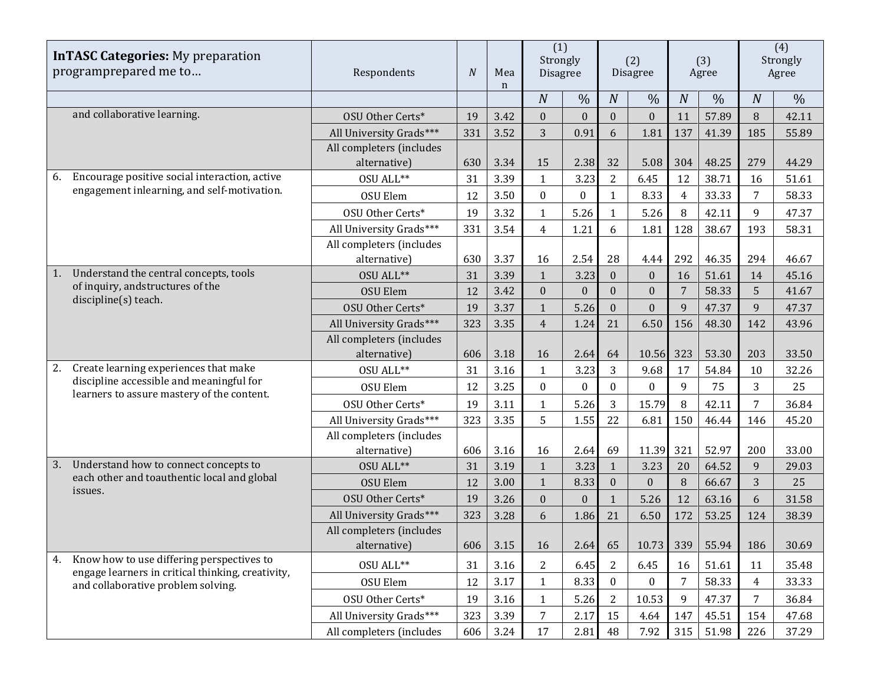| **InTASC Categories:** My preparation programprepared me to… | Respondents | *N* | Mean | (1) Strongly Disagree | | (2) Disagree | | (3) Agree | | (4) Strongly Agree | |
|---|---|---|---|---|---|---|---|---|---|---|---|
| | | | | *N* | % | *N* | % | *N* | % | *N* | % |
| and collaborative learning. | OSU Other Certs* | 19 | 3.42 | 0 | 0 | 0 | 0 | 11 | 57.89 | 8 | 42.11 |
| | All University Grads*** | 331 | 3.52 | 3 | 0.91 | 6 | 1.81 | 137 | 41.39 | 185 | 55.89 |
| | All completers (includes alternative) | 630 | 3.34 | 15 | 2.38 | 32 | 5.08 | 304 | 48.25 | 279 | 44.29 |
| 6. Encourage positive social interaction, active engagement inlearning, and self-motivation. | OSU ALL** | 31 | 3.39 | 1 | 3.23 | 2 | 6.45 | 12 | 38.71 | 16 | 51.61 |
| | OSU Elem | 12 | 3.50 | 0 | 0 | 1 | 8.33 | 4 | 33.33 | 7 | 58.33 |
| | OSU Other Certs* | 19 | 3.32 | 1 | 5.26 | 1 | 5.26 | 8 | 42.11 | 9 | 47.37 |
| | All University Grads*** | 331 | 3.54 | 4 | 1.21 | 6 | 1.81 | 128 | 38.67 | 193 | 58.31 |
| | All completers (includes alternative) | 630 | 3.37 | 16 | 2.54 | 28 | 4.44 | 292 | 46.35 | 294 | 46.67 |
| 1. Understand the central concepts, tools of inquiry, andstructures of the discipline(s) teach. | OSU ALL** | 31 | 3.39 | 1 | 3.23 | 0 | 0 | 16 | 51.61 | 14 | 45.16 |
| | OSU Elem | 12 | 3.42 | 0 | 0 | 0 | 0 | 7 | 58.33 | 5 | 41.67 |
| | OSU Other Certs* | 19 | 3.37 | 1 | 5.26 | 0 | 0 | 9 | 47.37 | 9 | 47.37 |
| | All University Grads*** | 323 | 3.35 | 4 | 1.24 | 21 | 6.50 | 156 | 48.30 | 142 | 43.96 |
| | All completers (includes alternative) | 606 | 3.18 | 16 | 2.64 | 64 | 10.56 | 323 | 53.30 | 203 | 33.50 |
| 2. Create learning experiences that make discipline accessible and meaningful for learners to assure mastery of the content. | OSU ALL** | 31 | 3.16 | 1 | 3.23 | 3 | 9.68 | 17 | 54.84 | 10 | 32.26 |
| | OSU Elem | 12 | 3.25 | 0 | 0 | 0 | 0 | 9 | 75 | 3 | 25 |
| | OSU Other Certs* | 19 | 3.11 | 1 | 5.26 | 3 | 15.79 | 8 | 42.11 | 7 | 36.84 |
| | All University Grads*** | 323 | 3.35 | 5 | 1.55 | 22 | 6.81 | 150 | 46.44 | 146 | 45.20 |
| | All completers (includes alternative) | 606 | 3.16 | 16 | 2.64 | 69 | 11.39 | 321 | 52.97 | 200 | 33.00 |
| 3. Understand how to connect concepts to each other and toauthentic local and global issues. | OSU ALL** | 31 | 3.19 | 1 | 3.23 | 1 | 3.23 | 20 | 64.52 | 9 | 29.03 |
| | OSU Elem | 12 | 3.00 | 1 | 8.33 | 0 | 0 | 8 | 66.67 | 3 | 25 |
| | OSU Other Certs* | 19 | 3.26 | 0 | 0 | 1 | 5.26 | 12 | 63.16 | 6 | 31.58 |
| | All University Grads*** | 323 | 3.28 | 6 | 1.86 | 21 | 6.50 | 172 | 53.25 | 124 | 38.39 |
| | All completers (includes alternative) | 606 | 3.15 | 16 | 2.64 | 65 | 10.73 | 339 | 55.94 | 186 | 30.69 |
| 4. Know how to use differing perspectives to engage learners in critical thinking, creativity, and collaborative problem solving. | OSU ALL** | 31 | 3.16 | 2 | 6.45 | 2 | 6.45 | 16 | 51.61 | 11 | 35.48 |
| | OSU Elem | 12 | 3.17 | 1 | 8.33 | 0 | 0 | 7 | 58.33 | 4 | 33.33 |
| | OSU Other Certs* | 19 | 3.16 | 1 | 5.26 | 2 | 10.53 | 9 | 47.37 | 7 | 36.84 |
| | All University Grads*** | 323 | 3.39 | 7 | 2.17 | 15 | 4.64 | 147 | 45.51 | 154 | 47.68 |
| | All completers (includes | 606 | 3.24 | 17 | 2.81 | 48 | 7.92 | 315 | 51.98 | 226 | 37.29 |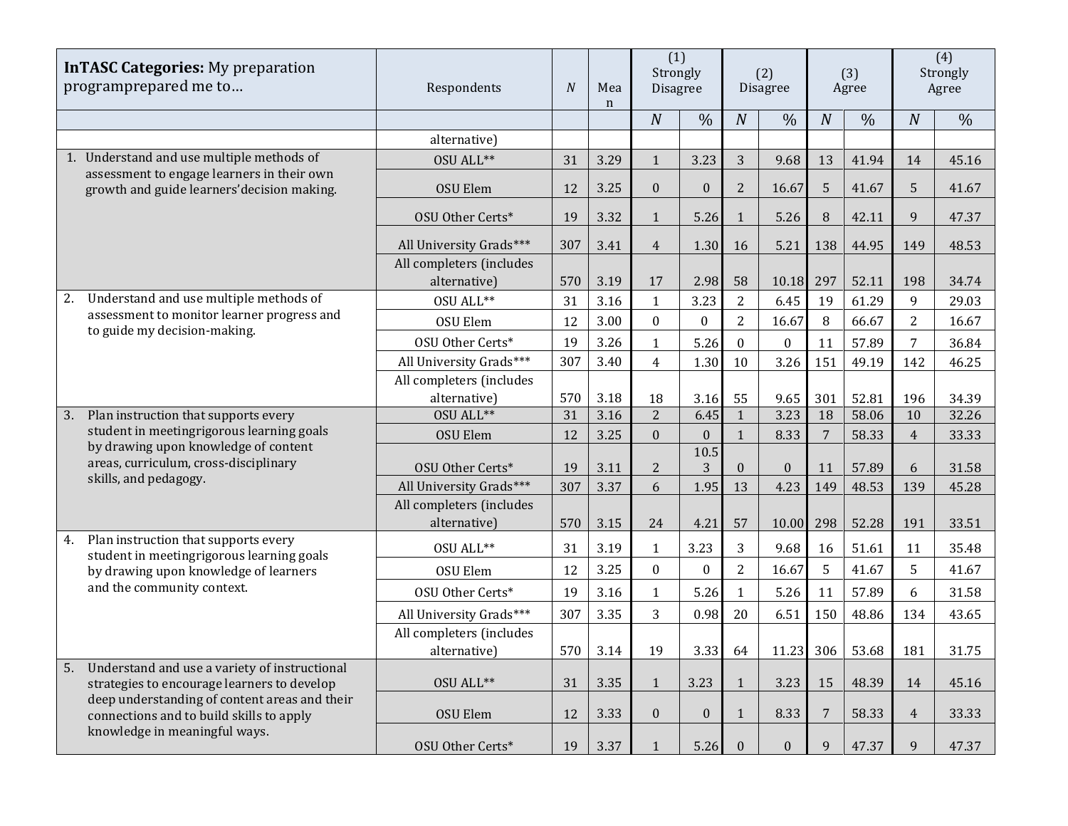| **InTASC Categories:** My preparation programprepared me to… | Respondents | *N* | Mean | (1) Strongly Disagree | | (2) Disagree | | (3) Agree | | (4) Strongly Agree | |
|---|---|---|---|---|---|---|---|---|---|---|---|
| | | | | *N* | % | *N* | % | *N* | % | *N* | % |
| | alternative) | | | | | | | | | | |
| 1. Understand and use multiple methods of assessment to engage learners in their own growth and guide learners' decision making. | OSU ALL** | 31 | 3.29 | 1 | 3.23 | 3 | 9.68 | 13 | 41.94 | 14 | 45.16 |
| | OSU Elem | 12 | 3.25 | 0 | 0 | 2 | 16.67 | 5 | 41.67 | 5 | 41.67 |
| | OSU Other Certs* | 19 | 3.32 | 1 | 5.26 | 1 | 5.26 | 8 | 42.11 | 9 | 47.37 |
| | All University Grads*** | 307 | 3.41 | 4 | 1.30 | 16 | 5.21 | 138 | 44.95 | 149 | 48.53 |
| | All completers (includes alternative) | 570 | 3.19 | 17 | 2.98 | 58 | 10.18 | 297 | 52.11 | 198 | 34.74 |
| 2. Understand and use multiple methods of assessment to monitor learner progress and to guide my decision-making. | OSU ALL** | 31 | 3.16 | 1 | 3.23 | 2 | 6.45 | 19 | 61.29 | 9 | 29.03 |
| | OSU Elem | 12 | 3.00 | 0 | 0 | 2 | 16.67 | 8 | 66.67 | 2 | 16.67 |
| | OSU Other Certs* | 19 | 3.26 | 1 | 5.26 | 0 | 0 | 11 | 57.89 | 7 | 36.84 |
| | All University Grads*** | 307 | 3.40 | 4 | 1.30 | 10 | 3.26 | 151 | 49.19 | 142 | 46.25 |
| | All completers (includes alternative) | 570 | 3.18 | 18 | 3.16 | 55 | 9.65 | 301 | 52.81 | 196 | 34.39 |
| 3. Plan instruction that supports every student in meetingrigorous learning goals by drawing upon knowledge of content areas, curriculum, cross-disciplinary skills, and pedagogy. | OSU ALL** | 31 | 3.16 | 2 | 6.45 | 1 | 3.23 | 18 | 58.06 | 10 | 32.26 |
| | OSU Elem | 12 | 3.25 | 0 | 0 | 1 | 8.33 | 7 | 58.33 | 4 | 33.33 |
| | OSU Other Certs* | 19 | 3.11 | 2 | 10.53 | 0 | 0 | 11 | 57.89 | 6 | 31.58 |
| | All University Grads*** | 307 | 3.37 | 6 | 1.95 | 13 | 4.23 | 149 | 48.53 | 139 | 45.28 |
| | All completers (includes alternative) | 570 | 3.15 | 24 | 4.21 | 57 | 10.00 | 298 | 52.28 | 191 | 33.51 |
| 4. Plan instruction that supports every student in meetingrigorous learning goals by drawing upon knowledge of learners and the community context. | OSU ALL** | 31 | 3.19 | 1 | 3.23 | 3 | 9.68 | 16 | 51.61 | 11 | 35.48 |
| | OSU Elem | 12 | 3.25 | 0 | 0 | 2 | 16.67 | 5 | 41.67 | 5 | 41.67 |
| | OSU Other Certs* | 19 | 3.16 | 1 | 5.26 | 1 | 5.26 | 11 | 57.89 | 6 | 31.58 |
| | All University Grads*** | 307 | 3.35 | 3 | 0.98 | 20 | 6.51 | 150 | 48.86 | 134 | 43.65 |
| | All completers (includes alternative) | 570 | 3.14 | 19 | 3.33 | 64 | 11.23 | 306 | 53.68 | 181 | 31.75 |
| 5. Understand and use a variety of instructional strategies to encourage learners to develop deep understanding of content areas and their connections and to build skills to apply knowledge in meaningful ways. | OSU ALL** | 31 | 3.35 | 1 | 3.23 | 1 | 3.23 | 15 | 48.39 | 14 | 45.16 |
| | OSU Elem | 12 | 3.33 | 0 | 0 | 1 | 8.33 | 7 | 58.33 | 4 | 33.33 |
| | OSU Other Certs* | 19 | 3.37 | 1 | 5.26 | 0 | 0 | 9 | 47.37 | 9 | 47.37 |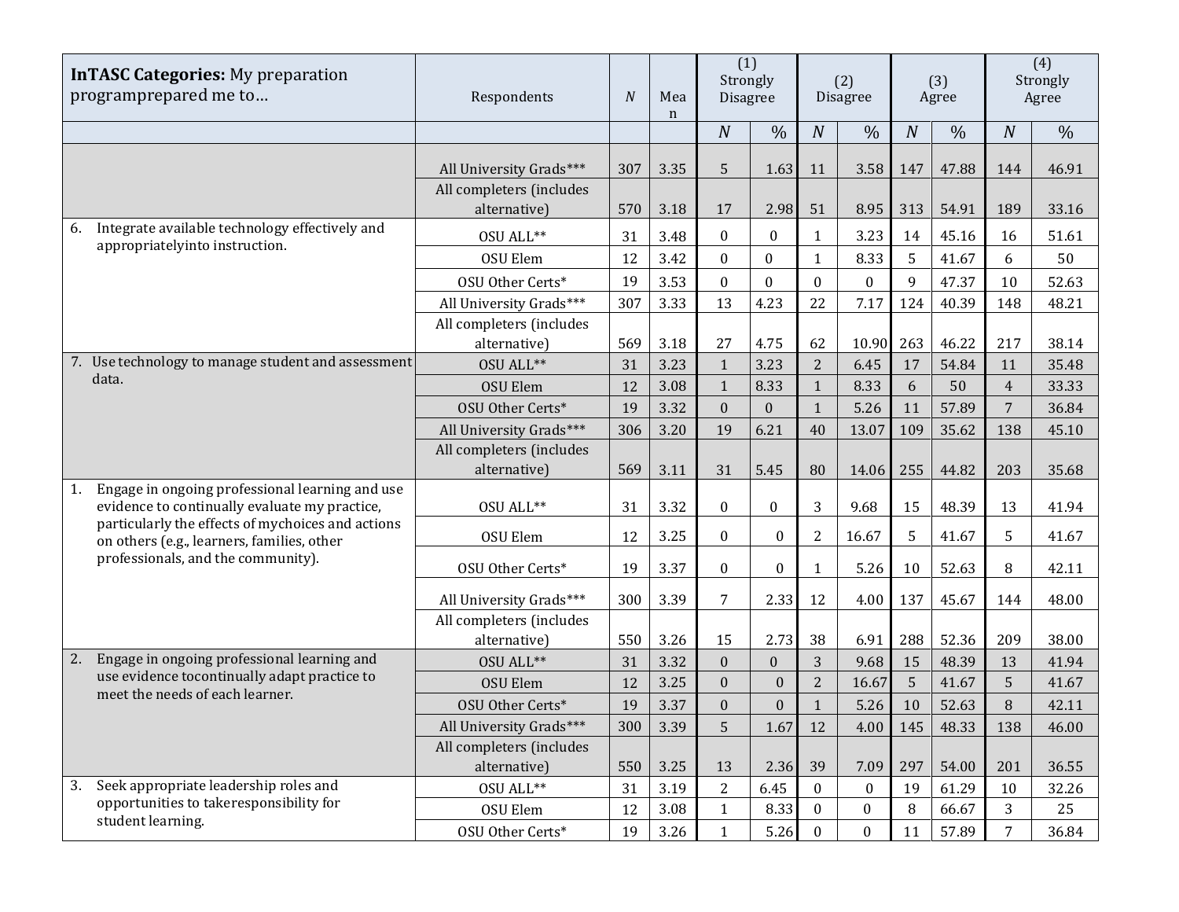| **InTASC Categories:** My preparation programprepared me to… | Respondents | *N* | Mean | (1) Strongly Disagree | | (2) Disagree | | (3) Agree | | (4) Strongly Agree | |
|---|---|---|---|---|---|---|---|---|---|---|---|
| | | | | *N* | % | *N* | % | *N* | % | *N* | % |
| | All University Grads*** | 307 | 3.35 | 5 | 1.63 | 11 | 3.58 | 147 | 47.88 | 144 | 46.91 |
| | All completers (includes alternative) | 570 | 3.18 | 17 | 2.98 | 51 | 8.95 | 313 | 54.91 | 189 | 33.16 |
| 6. Integrate available technology effectively and appropriatelyinto instruction. | OSU ALL** | 31 | 3.48 | 0 | 0 | 1 | 3.23 | 14 | 45.16 | 16 | 51.61 |
| | OSU Elem | 12 | 3.42 | 0 | 0 | 1 | 8.33 | 5 | 41.67 | 6 | 50 |
| | OSU Other Certs* | 19 | 3.53 | 0 | 0 | 0 | 0 | 9 | 47.37 | 10 | 52.63 |
| | All University Grads*** | 307 | 3.33 | 13 | 4.23 | 22 | 7.17 | 124 | 40.39 | 148 | 48.21 |
| | All completers (includes alternative) | 569 | 3.18 | 27 | 4.75 | 62 | 10.90 | 263 | 46.22 | 217 | 38.14 |
| 7. Use technology to manage student and assessment data. | OSU ALL** | 31 | 3.23 | 1 | 3.23 | 2 | 6.45 | 17 | 54.84 | 11 | 35.48 |
| | OSU Elem | 12 | 3.08 | 1 | 8.33 | 1 | 8.33 | 6 | 50 | 4 | 33.33 |
| | OSU Other Certs* | 19 | 3.32 | 0 | 0 | 1 | 5.26 | 11 | 57.89 | 7 | 36.84 |
| | All University Grads*** | 306 | 3.20 | 19 | 6.21 | 40 | 13.07 | 109 | 35.62 | 138 | 45.10 |
| | All completers (includes alternative) | 569 | 3.11 | 31 | 5.45 | 80 | 14.06 | 255 | 44.82 | 203 | 35.68 |
| 1. Engage in ongoing professional learning and use evidence to continually evaluate my practice, particularly the effects of mychoices and actions on others (e.g., learners, families, other professionals, and the community). | OSU ALL** | 31 | 3.32 | 0 | 0 | 3 | 9.68 | 15 | 48.39 | 13 | 41.94 |
| | OSU Elem | 12 | 3.25 | 0 | 0 | 2 | 16.67 | 5 | 41.67 | 5 | 41.67 |
| | OSU Other Certs* | 19 | 3.37 | 0 | 0 | 1 | 5.26 | 10 | 52.63 | 8 | 42.11 |
| | All University Grads*** | 300 | 3.39 | 7 | 2.33 | 12 | 4.00 | 137 | 45.67 | 144 | 48.00 |
| | All completers (includes alternative) | 550 | 3.26 | 15 | 2.73 | 38 | 6.91 | 288 | 52.36 | 209 | 38.00 |
| 2. Engage in ongoing professional learning and use evidence tocontinually adapt practice to meet the needs of each learner. | OSU ALL** | 31 | 3.32 | 0 | 0 | 3 | 9.68 | 15 | 48.39 | 13 | 41.94 |
| | OSU Elem | 12 | 3.25 | 0 | 0 | 2 | 16.67 | 5 | 41.67 | 5 | 41.67 |
| | OSU Other Certs* | 19 | 3.37 | 0 | 0 | 1 | 5.26 | 10 | 52.63 | 8 | 42.11 |
| | All University Grads*** | 300 | 3.39 | 5 | 1.67 | 12 | 4.00 | 145 | 48.33 | 138 | 46.00 |
| | All completers (includes alternative) | 550 | 3.25 | 13 | 2.36 | 39 | 7.09 | 297 | 54.00 | 201 | 36.55 |
| 3. Seek appropriate leadership roles and opportunities to takeresponsibility for student learning. | OSU ALL** | 31 | 3.19 | 2 | 6.45 | 0 | 0 | 19 | 61.29 | 10 | 32.26 |
| | OSU Elem | 12 | 3.08 | 1 | 8.33 | 0 | 0 | 8 | 66.67 | 3 | 25 |
| | OSU Other Certs* | 19 | 3.26 | 1 | 5.26 | 0 | 0 | 11 | 57.89 | 7 | 36.84 |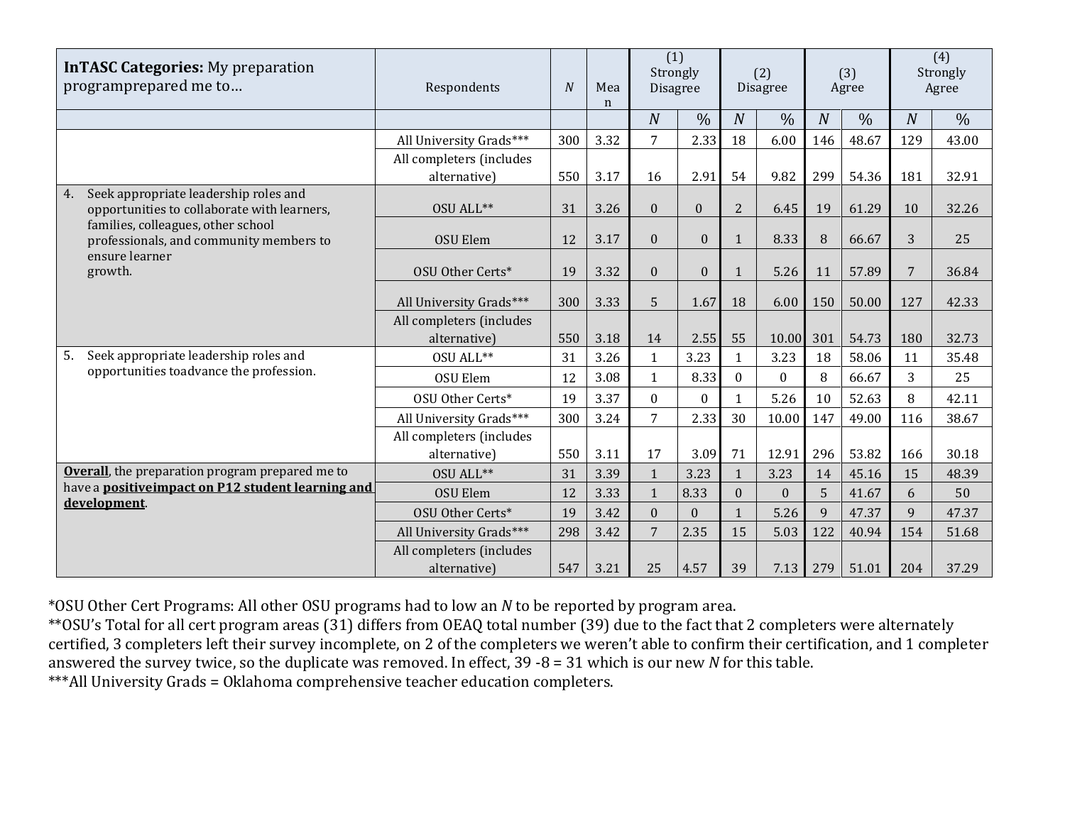| **InTASC Categories:** My preparation programprepared me to… | Respondents | *N* | Mean | (1) Strongly Disagree | | (2) Disagree | | (3) Agree | | (4) Strongly Agree | |
|---|---|---|---|---|---|---|---|---|---|---|---|
| | | | | *N* | % | *N* | % | *N* | % | *N* | % |
| | All University Grads*** | 300 | 3.32 | 7 | 2.33 | 18 | 6.00 | 146 | 48.67 | 129 | 43.00 |
| | All completers (includes alternative) | 550 | 3.17 | 16 | 2.91 | 54 | 9.82 | 299 | 54.36 | 181 | 32.91 |
| 4. Seek appropriate leadership roles and opportunities to collaborate with learners, families, colleagues, other school professionals, and community members to ensure learner growth. | OSU ALL** | 31 | 3.26 | 0 | 0 | 2 | 6.45 | 19 | 61.29 | 10 | 32.26 |
| | OSU Elem | 12 | 3.17 | 0 | 0 | 1 | 8.33 | 8 | 66.67 | 3 | 25 |
| | OSU Other Certs* | 19 | 3.32 | 0 | 0 | 1 | 5.26 | 11 | 57.89 | 7 | 36.84 |
| | All University Grads*** | 300 | 3.33 | 5 | 1.67 | 18 | 6.00 | 150 | 50.00 | 127 | 42.33 |
| | All completers (includes alternative) | 550 | 3.18 | 14 | 2.55 | 55 | 10.00 | 301 | 54.73 | 180 | 32.73 |
| 5. Seek appropriate leadership roles and opportunities toadvance the profession. | OSU ALL** | 31 | 3.26 | 1 | 3.23 | 1 | 3.23 | 18 | 58.06 | 11 | 35.48 |
| | OSU Elem | 12 | 3.08 | 1 | 8.33 | 0 | 0 | 8 | 66.67 | 3 | 25 |
| | OSU Other Certs* | 19 | 3.37 | 0 | 0 | 1 | 5.26 | 10 | 52.63 | 8 | 42.11 |
| | All University Grads*** | 300 | 3.24 | 7 | 2.33 | 30 | 10.00 | 147 | 49.00 | 116 | 38.67 |
| | All completers (includes alternative) | 550 | 3.11 | 17 | 3.09 | 71 | 12.91 | 296 | 53.82 | 166 | 30.18 |
| **Overall**, the preparation program prepared me to have a **positiveimpact on P12 student learning and development**. | OSU ALL** | 31 | 3.39 | 1 | 3.23 | 1 | 3.23 | 14 | 45.16 | 15 | 48.39 |
| | OSU Elem | 12 | 3.33 | 1 | 8.33 | 0 | 0 | 5 | 41.67 | 6 | 50 |
| | OSU Other Certs* | 19 | 3.42 | 0 | 0 | 1 | 5.26 | 9 | 47.37 | 9 | 47.37 |
| | All University Grads*** | 298 | 3.42 | 7 | 2.35 | 15 | 5.03 | 122 | 40.94 | 154 | 51.68 |
| | All completers (includes alternative) | 547 | 3.21 | 25 | 4.57 | 39 | 7.13 | 279 | 51.01 | 204 | 37.29 |

*OSU Other Cert Programs: All other OSU programs had to low an *N* to be reported by program area.

**OSU's Total for all cert program areas (31) differs from OEAQ total number (39) due to the fact that 2 completers were alternately certified, 3 completers left their survey incomplete, on 2 of the completers we weren't able to confirm their certification, and 1 completer answered the survey twice, so the duplicate was removed. In effect, 39 -8 = 31 which is our new *N* for this table.

***All University Grads = Oklahoma comprehensive teacher education completers.